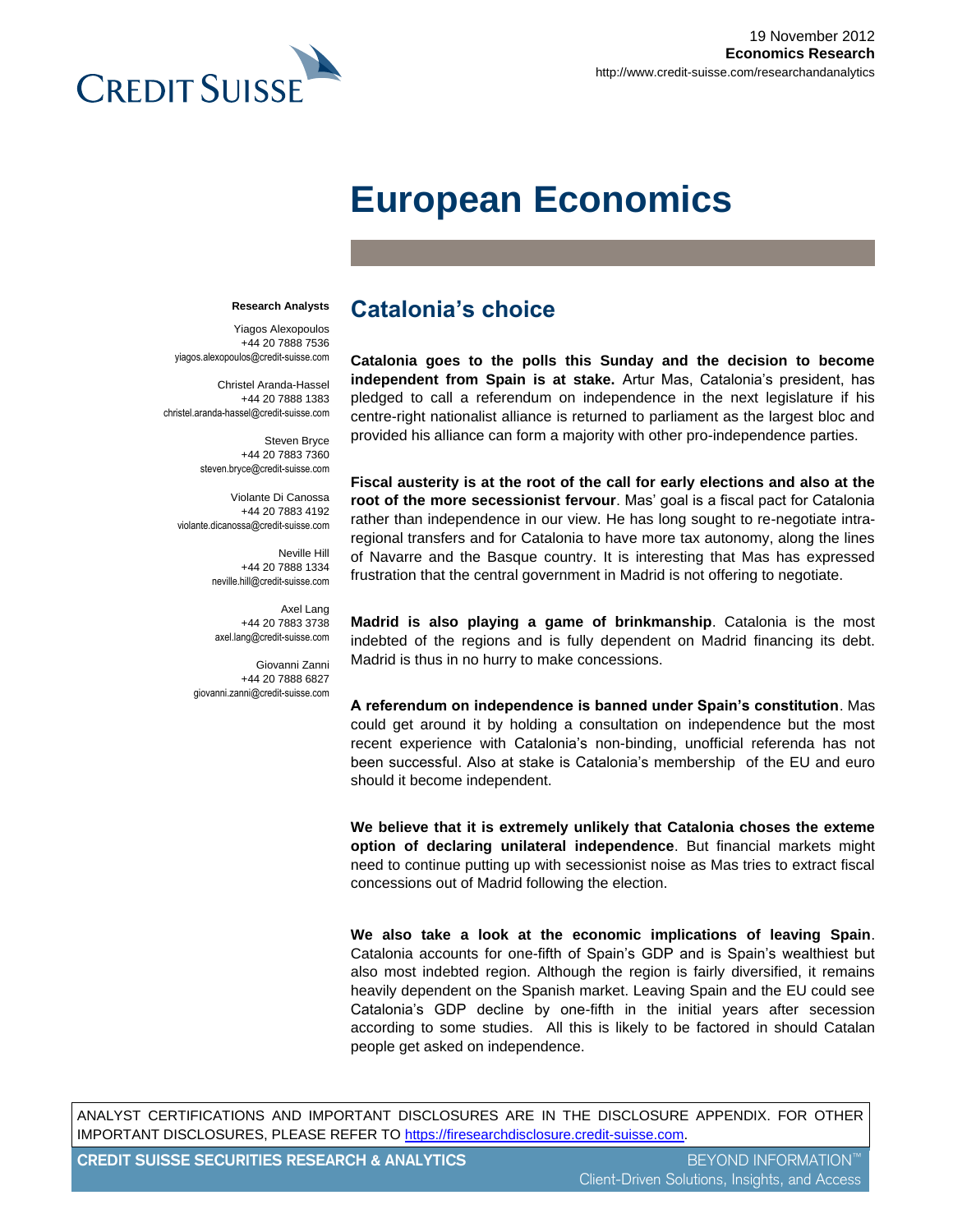19 November 2012
**Economics Research**
http://www.credit-suisse.com/researchandanalytics

# European Economics

## Catalonia's choice

**Research Analysts**

Yiagos Alexopoulos
+44 20 7888 7536
yiagos.alexopoulos@credit-suisse.com

Christel Aranda-Hassel
+44 20 7888 1383
christel.aranda-hassel@credit-suisse.com

Steven Bryce
+44 20 7883 7360
steven.bryce@credit-suisse.com

Violante Di Canossa
+44 20 7883 4192
violante.dicanossa@credit-suisse.com

Neville Hill
+44 20 7888 1334
neville.hill@credit-suisse.com

Axel Lang
+44 20 7883 3738
axel.lang@credit-suisse.com

Giovanni Zanni
+44 20 7888 6827
giovanni.zanni@credit-suisse.com

**Catalonia goes to the polls this Sunday and the decision to become independent from Spain is at stake.** Artur Mas, Catalonia's president, has pledged to call a referendum on independence in the next legislature if his centre-right nationalist alliance is returned to parliament as the largest bloc and provided his alliance can form a majority with other pro-independence parties.

**Fiscal austerity is at the root of the call for early elections and also at the root of the more secessionist fervour**. Mas' goal is a fiscal pact for Catalonia rather than independence in our view. He has long sought to re-negotiate intra-regional transfers and for Catalonia to have more tax autonomy, along the lines of Navarre and the Basque country. It is interesting that Mas has expressed frustration that the central government in Madrid is not offering to negotiate.

**Madrid is also playing a game of brinkmanship**. Catalonia is the most indebted of the regions and is fully dependent on Madrid financing its debt. Madrid is thus in no hurry to make concessions.

**A referendum on independence is banned under Spain's constitution**. Mas could get around it by holding a consultation on independence but the most recent experience with Catalonia's non-binding, unofficial referenda has not been successful. Also at stake is Catalonia's membership of the EU and euro should it become independent.

**We believe that it is extremely unlikely that Catalonia choses the exteme option of declaring unilateral independence**. But financial markets might need to continue putting up with secessionist noise as Mas tries to extract fiscal concessions out of Madrid following the election.

**We also take a look at the economic implications of leaving Spain**. Catalonia accounts for one-fifth of Spain's GDP and is Spain's wealthiest but also most indebted region. Although the region is fairly diversified, it remains heavily dependent on the Spanish market. Leaving Spain and the EU could see Catalonia's GDP decline by one-fifth in the initial years after secession according to some studies. All this is likely to be factored in should Catalan people get asked on independence.

ANALYST CERTIFICATIONS AND IMPORTANT DISCLOSURES ARE IN THE DISCLOSURE APPENDIX. FOR OTHER IMPORTANT DISCLOSURES, PLEASE REFER TO https://firesearchdisclosure.credit-suisse.com.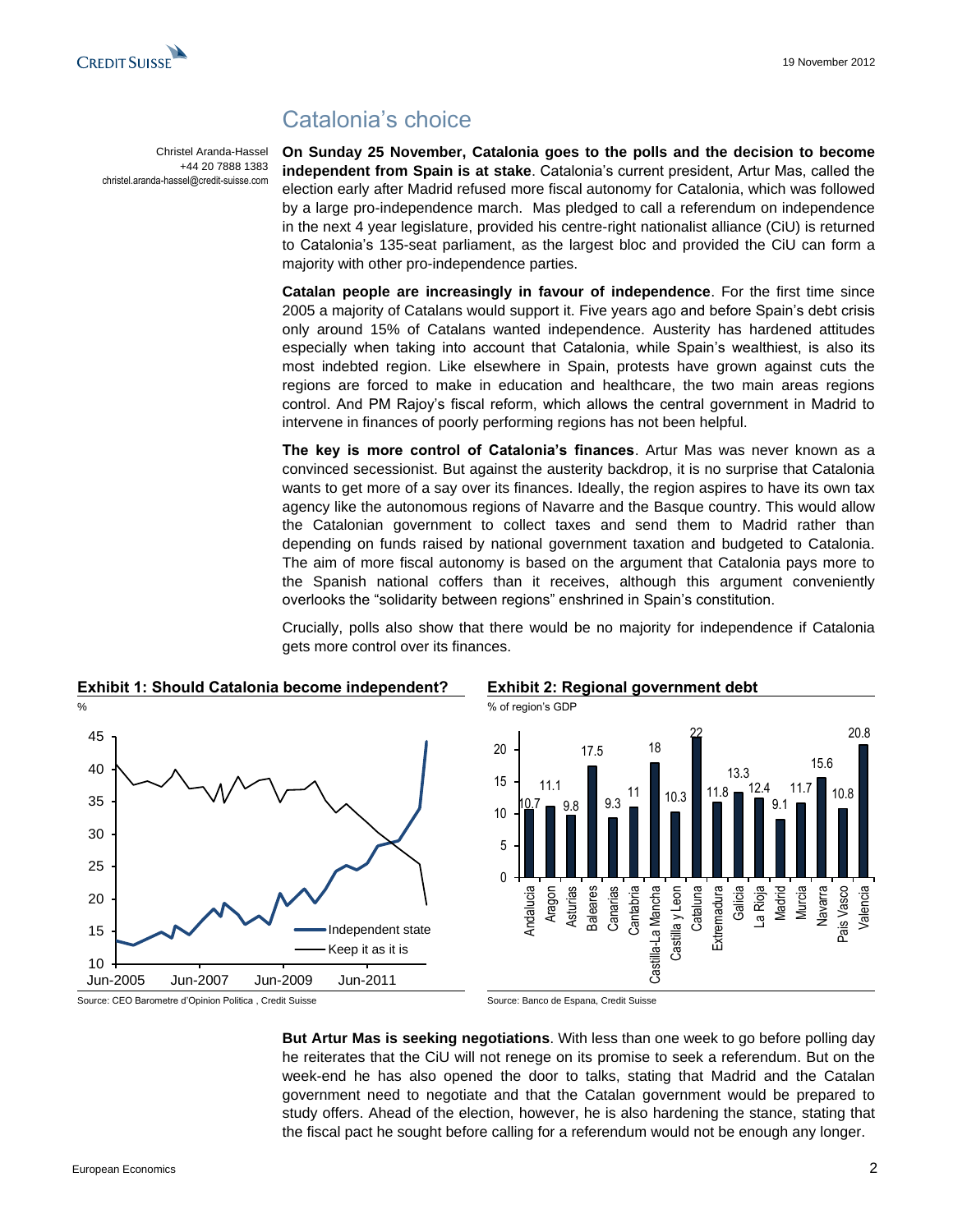# Catalonia's choice

Christel Aranda-Hassel
+44 20 7888 1383
christel.aranda-hassel@credit-suisse.com

**On Sunday 25 November, Catalonia goes to the polls and the decision to become independent from Spain is at stake**. Catalonia's current president, Artur Mas, called the election early after Madrid refused more fiscal autonomy for Catalonia, which was followed by a large pro-independence march. Mas pledged to call a referendum on independence in the next 4 year legislature, provided his centre-right nationalist alliance (CiU) is returned to Catalonia's 135-seat parliament, as the largest bloc and provided the CiU can form a majority with other pro-independence parties.

**Catalan people are increasingly in favour of independence**. For the first time since 2005 a majority of Catalans would support it. Five years ago and before Spain's debt crisis only around 15% of Catalans wanted independence. Austerity has hardened attitudes especially when taking into account that Catalonia, while Spain's wealthiest, is also its most indebted region. Like elsewhere in Spain, protests have grown against cuts the regions are forced to make in education and healthcare, the two main areas regions control. And PM Rajoy's fiscal reform, which allows the central government in Madrid to intervene in finances of poorly performing regions has not been helpful.

**The key is more control of Catalonia's finances**. Artur Mas was never known as a convinced secessionist. But against the austerity backdrop, it is no surprise that Catalonia wants to get more of a say over its finances. Ideally, the region aspires to have its own tax agency like the autonomous regions of Navarre and the Basque country. This would allow the Catalonian government to collect taxes and send them to Madrid rather than depending on funds raised by national government taxation and budgeted to Catalonia. The aim of more fiscal autonomy is based on the argument that Catalonia pays more to the Spanish national coffers than it receives, although this argument conveniently overlooks the "solidarity between regions" enshrined in Spain's constitution.

Crucially, polls also show that there would be no majority for independence if Catalonia gets more control over its finances.

**Exhibit 1: Should Catalonia become independent?**

%

Source: CEO Barometre d'Opinion Politica , Credit Suisse

**Exhibit 2: Regional government debt**

% of region's GDP

| Region | Debt (% of region's GDP) |
|---|---|
| Andalucia | 10.7 |
| Aragon | 11.1 |
| Asturias | 9.8 |
| Baleares | 17.5 |
| Canarias | 9.3 |
| Cantabria | 11 |
| Castilla-La Mancha | 18 |
| Castilla y Leon | 10.3 |
| Cataluna | 22 |
| Extremadura | 11.8 |
| Galicia | 13.3 |
| La Rioja | 12.4 |
| Madrid | 9.1 |
| Murcia | 11.7 |
| Navarra | 15.6 |
| Pais Vasco | 10.8 |
| Valencia | 20.8 |

Source: Banco de Espana, Credit Suisse

**But Artur Mas is seeking negotiations**. With less than one week to go before polling day he reiterates that the CiU will not renege on its promise to seek a referendum. But on the week-end he has also opened the door to talks, stating that Madrid and the Catalan government need to negotiate and that the Catalan government would be prepared to study offers. Ahead of the election, however, he is also hardening the stance, stating that the fiscal pact he sought before calling for a referendum would not be enough any longer.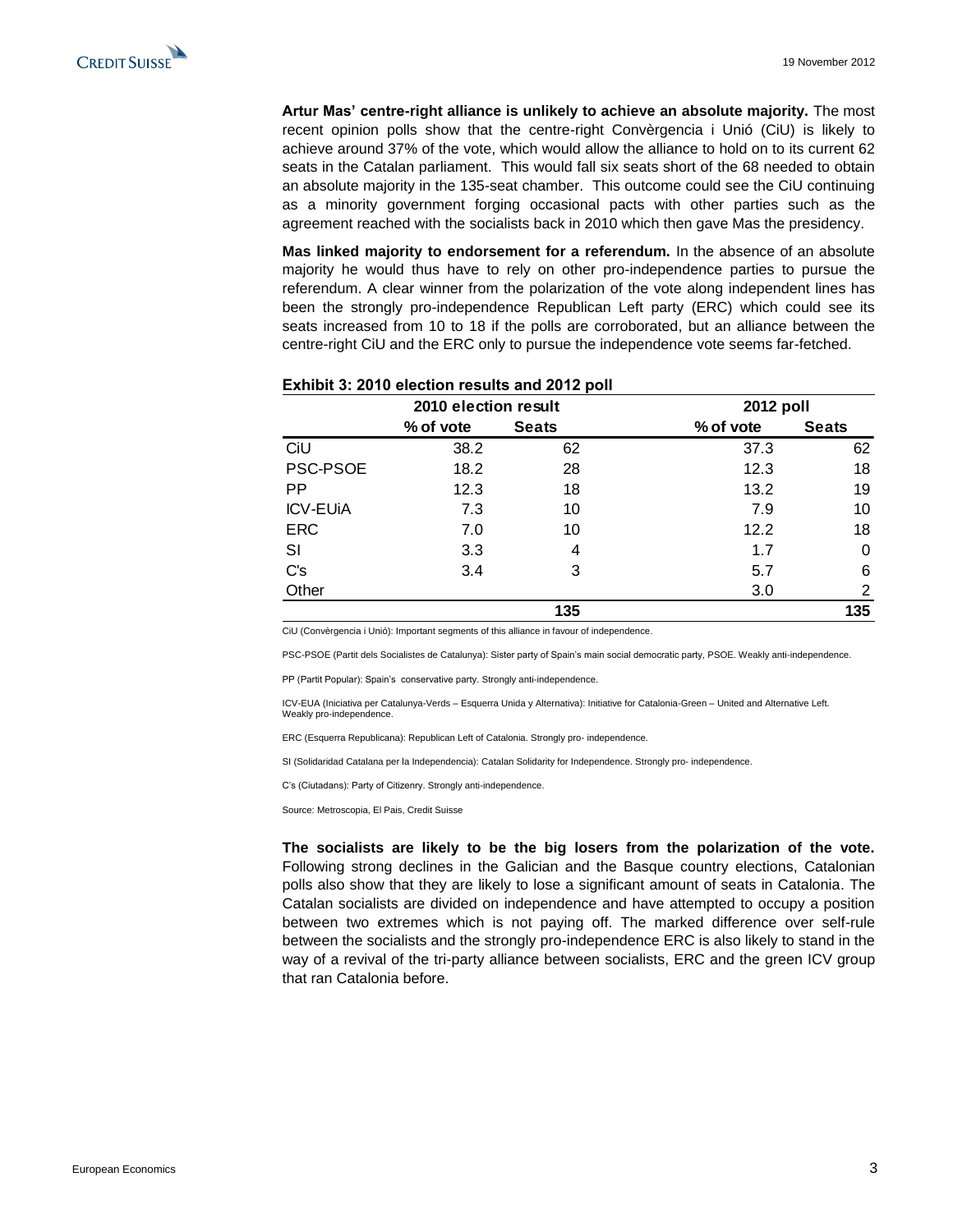**Artur Mas' centre-right alliance is unlikely to achieve an absolute majority.** The most recent opinion polls show that the centre-right Convèrgencia i Unió (CiU) is likely to achieve around 37% of the vote, which would allow the alliance to hold on to its current 62 seats in the Catalan parliament. This would fall six seats short of the 68 needed to obtain an absolute majority in the 135-seat chamber. This outcome could see the CiU continuing as a minority government forging occasional pacts with other parties such as the agreement reached with the socialists back in 2010 which then gave Mas the presidency.

**Mas linked majority to endorsement for a referendum.** In the absence of an absolute majority he would thus have to rely on other pro-independence parties to pursue the referendum. A clear winner from the polarization of the vote along independent lines has been the strongly pro-independence Republican Left party (ERC) which could see its seats increased from 10 to 18 if the polls are corroborated, but an alliance between the centre-right CiU and the ERC only to pursue the independence vote seems far-fetched.

**Exhibit 3: 2010 election results and 2012 poll**

| | 2010 election result | | 2012 poll | |
|---|---|---|---|---|
| | % of vote | Seats | % of vote | Seats |
| CiU | 38.2 | 62 | 37.3 | 62 |
| PSC-PSOE | 18.2 | 28 | 12.3 | 18 |
| PP | 12.3 | 18 | 13.2 | 19 |
| ICV-EUiA | 7.3 | 10 | 7.9 | 10 |
| ERC | 7.0 | 10 | 12.2 | 18 |
| SI | 3.3 | 4 | 1.7 | 0 |
| C's | 3.4 | 3 | 5.7 | 6 |
| Other | | | 3.0 | 2 |
| | | **135** | | **135** |

CiU (Convèrgencia i Unió): Important segments of this alliance in favour of independence.

PSC-PSOE (Partit dels Socialistes de Catalunya): Sister party of Spain's main social democratic party, PSOE. Weakly anti-independence.

PP (Partit Popular): Spain's conservative party. Strongly anti-independence.

ICV-EUA (Iniciativa per Catalunya-Verds – Esquerra Unida y Alternativa): Initiative for Catalonia-Green – United and Alternative Left. Weakly pro-independence.

ERC (Esquerra Republicana): Republican Left of Catalonia. Strongly pro- independence.

SI (Solidaridad Catalana per la Independencia): Catalan Solidarity for Independence. Strongly pro- independence.

C's (Ciutadans): Party of Citizenry. Strongly anti-independence.

Source: Metroscopia, El Pais, Credit Suisse

**The socialists are likely to be the big losers from the polarization of the vote.** Following strong declines in the Galician and the Basque country elections, Catalonian polls also show that they are likely to lose a significant amount of seats in Catalonia. The Catalan socialists are divided on independence and have attempted to occupy a position between two extremes which is not paying off. The marked difference over self-rule between the socialists and the strongly pro-independence ERC is also likely to stand in the way of a revival of the tri-party alliance between socialists, ERC and the green ICV group that ran Catalonia before.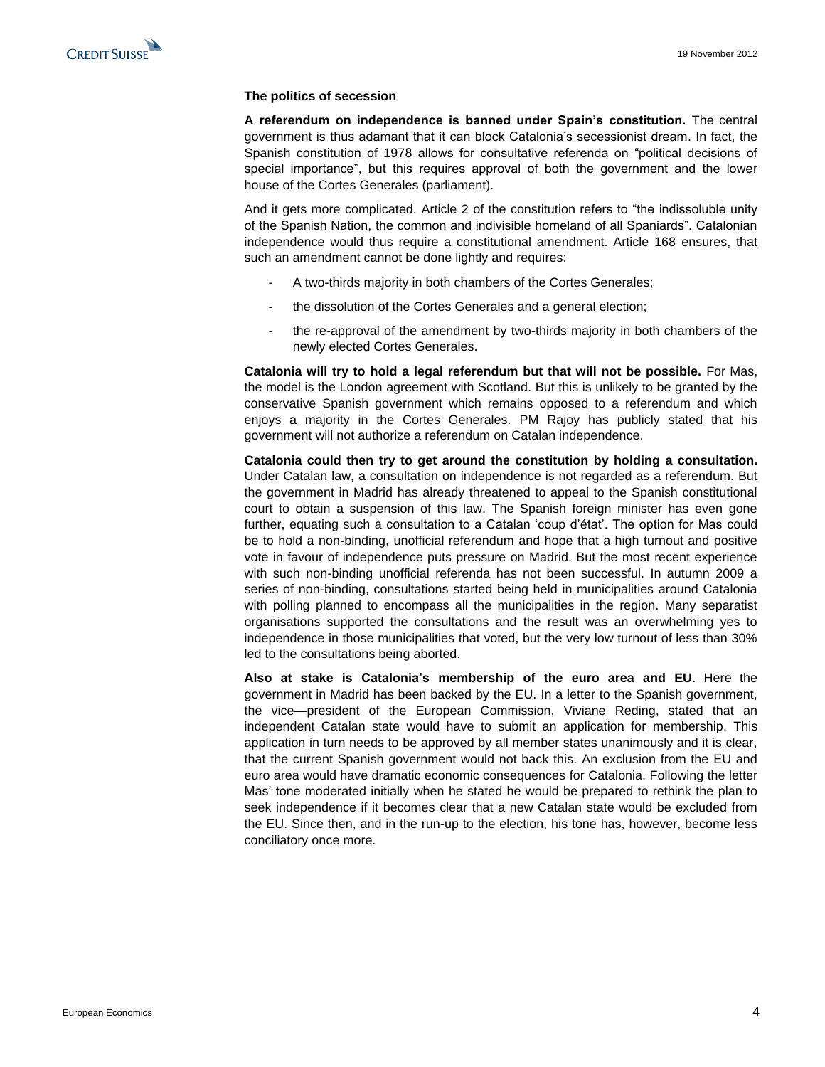### The politics of secession

**A referendum on independence is banned under Spain's constitution.** The central government is thus adamant that it can block Catalonia's secessionist dream. In fact, the Spanish constitution of 1978 allows for consultative referenda on "political decisions of special importance", but this requires approval of both the government and the lower house of the Cortes Generales (parliament).

And it gets more complicated. Article 2 of the constitution refers to "the indissoluble unity of the Spanish Nation, the common and indivisible homeland of all Spaniards". Catalonian independence would thus require a constitutional amendment. Article 168 ensures, that such an amendment cannot be done lightly and requires:

- A two-thirds majority in both chambers of the Cortes Generales;
- the dissolution of the Cortes Generales and a general election;
- the re-approval of the amendment by two-thirds majority in both chambers of the newly elected Cortes Generales.

**Catalonia will try to hold a legal referendum but that will not be possible.** For Mas, the model is the London agreement with Scotland. But this is unlikely to be granted by the conservative Spanish government which remains opposed to a referendum and which enjoys a majority in the Cortes Generales. PM Rajoy has publicly stated that his government will not authorize a referendum on Catalan independence.

**Catalonia could then try to get around the constitution by holding a consultation.** Under Catalan law, a consultation on independence is not regarded as a referendum. But the government in Madrid has already threatened to appeal to the Spanish constitutional court to obtain a suspension of this law. The Spanish foreign minister has even gone further, equating such a consultation to a Catalan 'coup d'état'. The option for Mas could be to hold a non-binding, unofficial referendum and hope that a high turnout and positive vote in favour of independence puts pressure on Madrid. But the most recent experience with such non-binding unofficial referenda has not been successful. In autumn 2009 a series of non-binding, consultations started being held in municipalities around Catalonia with polling planned to encompass all the municipalities in the region. Many separatist organisations supported the consultations and the result was an overwhelming yes to independence in those municipalities that voted, but the very low turnout of less than 30% led to the consultations being aborted.

**Also at stake is Catalonia's membership of the euro area and EU**. Here the government in Madrid has been backed by the EU. In a letter to the Spanish government, the vice—president of the European Commission, Viviane Reding, stated that an independent Catalan state would have to submit an application for membership. This application in turn needs to be approved by all member states unanimously and it is clear, that the current Spanish government would not back this. An exclusion from the EU and euro area would have dramatic economic consequences for Catalonia. Following the letter Mas' tone moderated initially when he stated he would be prepared to rethink the plan to seek independence if it becomes clear that a new Catalan state would be excluded from the EU. Since then, and in the run-up to the election, his tone has, however, become less conciliatory once more.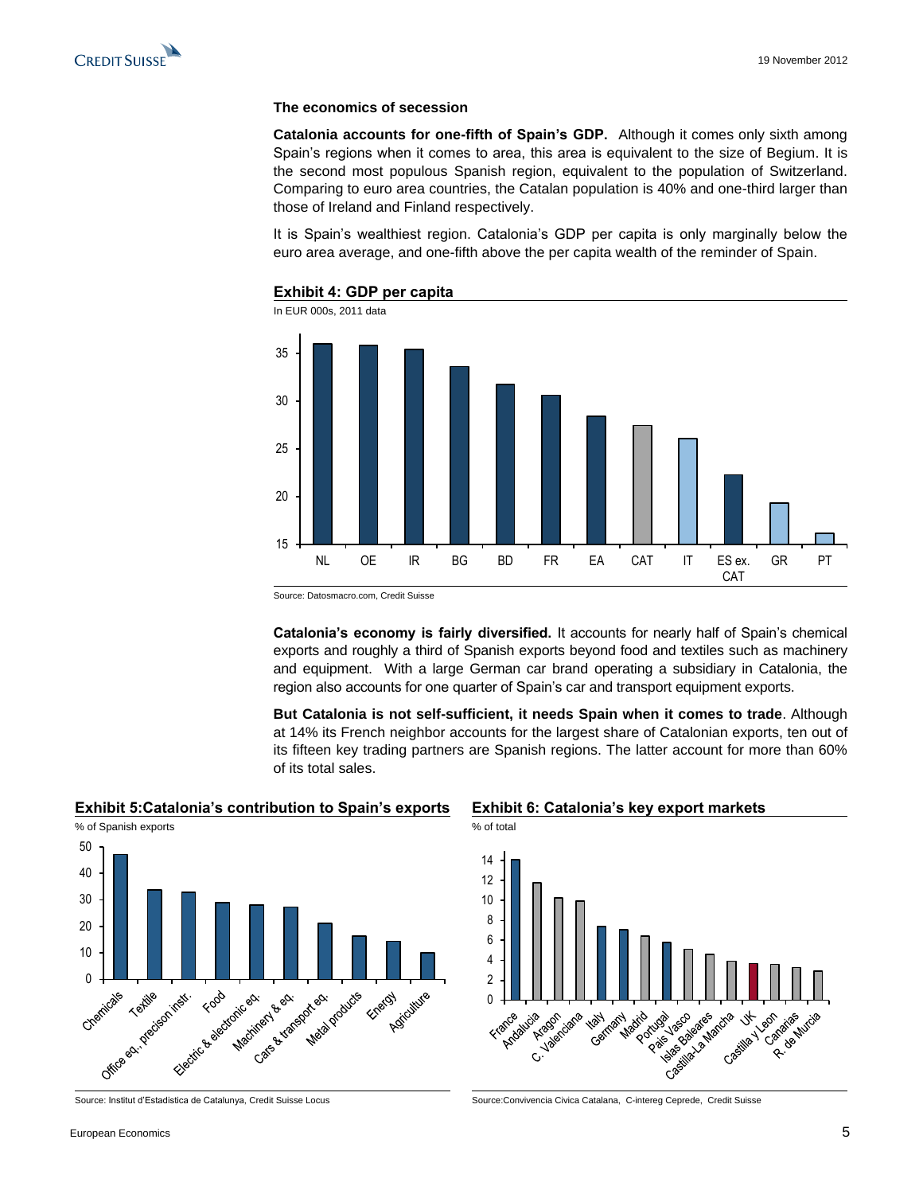### The economics of secession

**Catalonia accounts for one-fifth of Spain's GDP.** Although it comes only sixth among Spain's regions when it comes to area, this area is equivalent to the size of Begium. It is the second most populous Spanish region, equivalent to the population of Switzerland. Comparing to euro area countries, the Catalan population is 40% and one-third larger than those of Ireland and Finland respectively.

It is Spain's wealthiest region. Catalonia's GDP per capita is only marginally below the euro area average, and one-fifth above the per capita wealth of the reminder of Spain.

**Exhibit 4: GDP per capita**

In EUR 000s, 2011 data

Source: Datosmacro.com, Credit Suisse

**Catalonia's economy is fairly diversified.** It accounts for nearly half of Spain's chemical exports and roughly a third of Spanish exports beyond food and textiles such as machinery and equipment. With a large German car brand operating a subsidiary in Catalonia, the region also accounts for one quarter of Spain's car and transport equipment exports.

**But Catalonia is not self-sufficient, it needs Spain when it comes to trade**. Although at 14% its French neighbor accounts for the largest share of Catalonian exports, ten out of its fifteen key trading partners are Spanish regions. The latter account for more than 60% of its total sales.

**Exhibit 5:Catalonia's contribution to Spain's exports**

% of Spanish exports

Source: Institut d'Estadistica de Catalunya, Credit Suisse Locus

**Exhibit 6: Catalonia's key export markets**

% of total

Source:Convivencia Civica Catalana, C-intereg Ceprede, Credit Suisse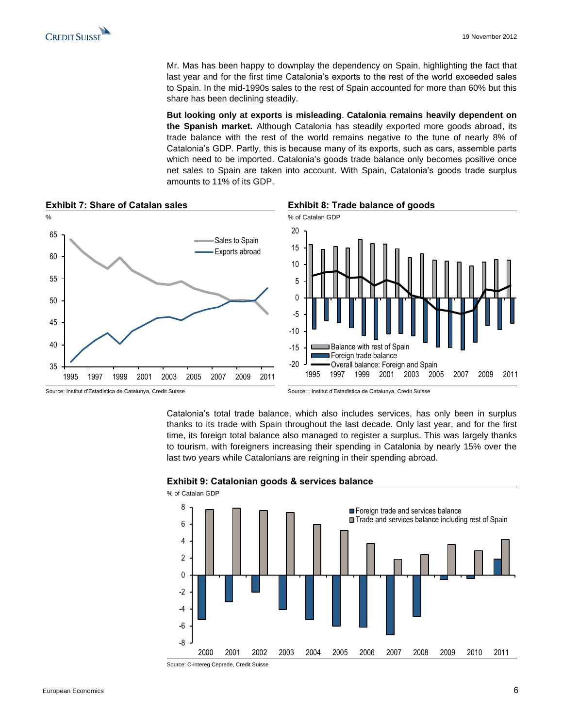Mr. Mas has been happy to downplay the dependency on Spain, highlighting the fact that last year and for the first time Catalonia's exports to the rest of the world exceeded sales to Spain. In the mid-1990s sales to the rest of Spain accounted for more than 60% but this share has been declining steadily.

**But looking only at exports is misleading**. **Catalonia remains heavily dependent on the Spanish market.** Although Catalonia has steadily exported more goods abroad, its trade balance with the rest of the world remains negative to the tune of nearly 8% of Catalonia's GDP. Partly, this is because many of its exports, such as cars, assemble parts which need to be imported. Catalonia's goods trade balance only becomes positive once net sales to Spain are taken into account. With Spain, Catalonia's goods trade surplus amounts to 11% of its GDP.

**Exhibit 7: Share of Catalan sales**

%

Source: Institut d'Estadistica de Catalunya, Credit Suisse

**Exhibit 8: Trade balance of goods**

% of Catalan GDP

Source: : Institut d'Estadistica de Catalunya, Credit Suisse

Catalonia's total trade balance, which also includes services, has only been in surplus thanks to its trade with Spain throughout the last decade. Only last year, and for the first time, its foreign total balance also managed to register a surplus. This was largely thanks to tourism, with foreigners increasing their spending in Catalonia by nearly 15% over the last two years while Catalonians are reigning in their spending abroad.

**Exhibit 9: Catalonian goods & services balance**

% of Catalan GDP

Source: C-intereg Ceprede, Credit Suisse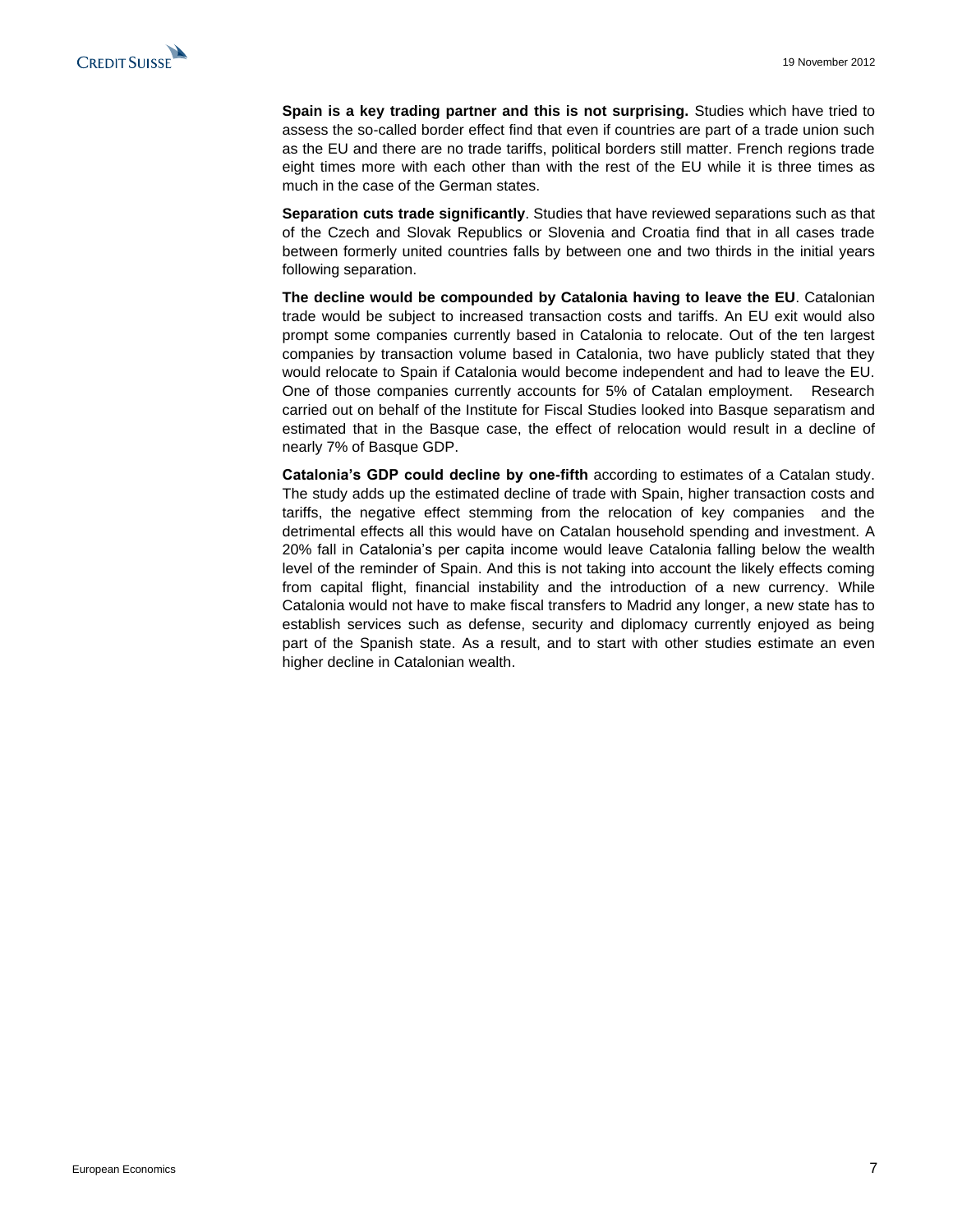**Spain is a key trading partner and this is not surprising.** Studies which have tried to assess the so-called border effect find that even if countries are part of a trade union such as the EU and there are no trade tariffs, political borders still matter. French regions trade eight times more with each other than with the rest of the EU while it is three times as much in the case of the German states.

**Separation cuts trade significantly**. Studies that have reviewed separations such as that of the Czech and Slovak Republics or Slovenia and Croatia find that in all cases trade between formerly united countries falls by between one and two thirds in the initial years following separation.

**The decline would be compounded by Catalonia having to leave the EU**. Catalonian trade would be subject to increased transaction costs and tariffs. An EU exit would also prompt some companies currently based in Catalonia to relocate. Out of the ten largest companies by transaction volume based in Catalonia, two have publicly stated that they would relocate to Spain if Catalonia would become independent and had to leave the EU. One of those companies currently accounts for 5% of Catalan employment. Research carried out on behalf of the Institute for Fiscal Studies looked into Basque separatism and estimated that in the Basque case, the effect of relocation would result in a decline of nearly 7% of Basque GDP.

**Catalonia's GDP could decline by one-fifth** according to estimates of a Catalan study. The study adds up the estimated decline of trade with Spain, higher transaction costs and tariffs, the negative effect stemming from the relocation of key companies and the detrimental effects all this would have on Catalan household spending and investment. A 20% fall in Catalonia's per capita income would leave Catalonia falling below the wealth level of the reminder of Spain. And this is not taking into account the likely effects coming from capital flight, financial instability and the introduction of a new currency. While Catalonia would not have to make fiscal transfers to Madrid any longer, a new state has to establish services such as defense, security and diplomacy currently enjoyed as being part of the Spanish state. As a result, and to start with other studies estimate an even higher decline in Catalonian wealth.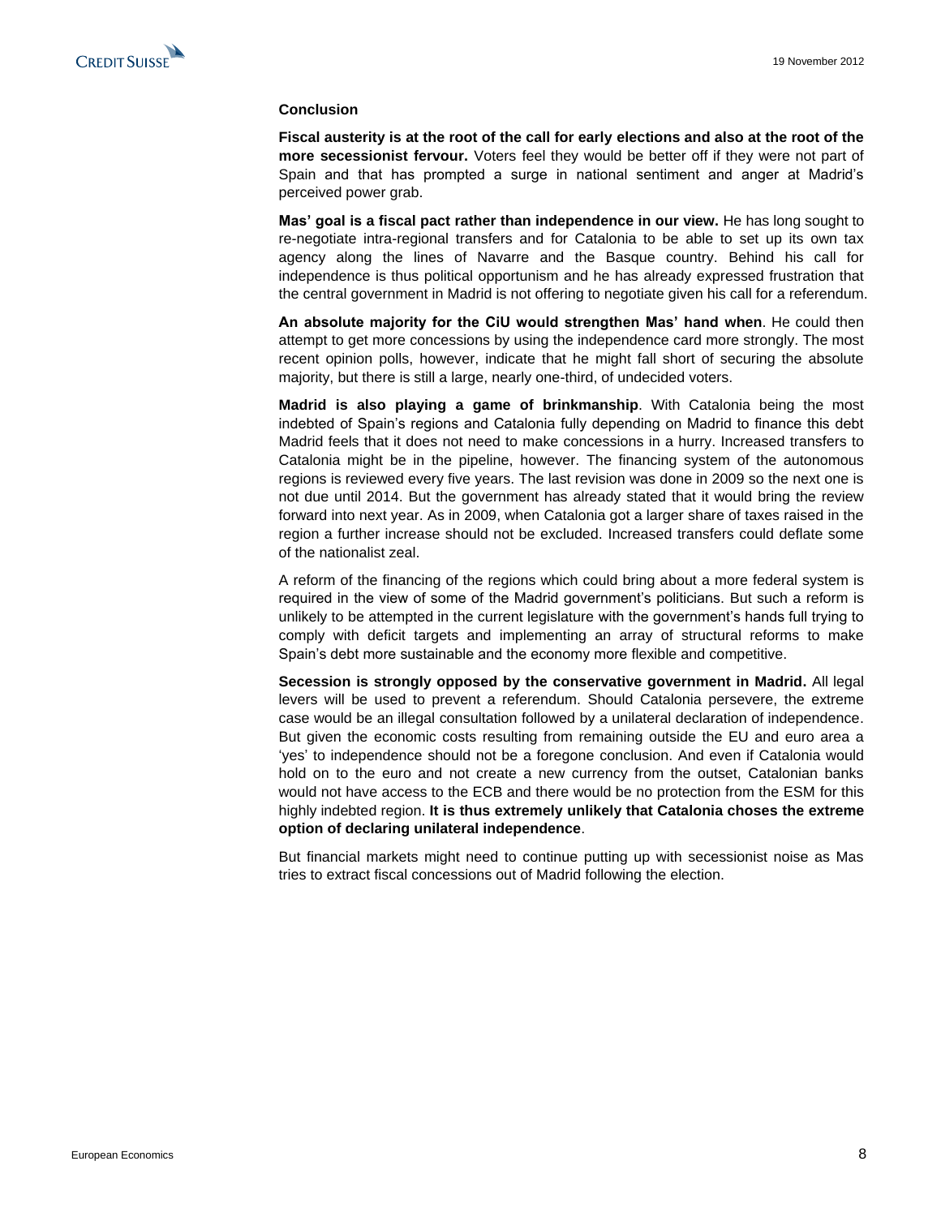### Conclusion

**Fiscal austerity is at the root of the call for early elections and also at the root of the more secessionist fervour.** Voters feel they would be better off if they were not part of Spain and that has prompted a surge in national sentiment and anger at Madrid's perceived power grab.

**Mas' goal is a fiscal pact rather than independence in our view.** He has long sought to re-negotiate intra-regional transfers and for Catalonia to be able to set up its own tax agency along the lines of Navarre and the Basque country. Behind his call for independence is thus political opportunism and he has already expressed frustration that the central government in Madrid is not offering to negotiate given his call for a referendum.

**An absolute majority for the CiU would strengthen Mas' hand when**. He could then attempt to get more concessions by using the independence card more strongly. The most recent opinion polls, however, indicate that he might fall short of securing the absolute majority, but there is still a large, nearly one-third, of undecided voters.

**Madrid is also playing a game of brinkmanship**. With Catalonia being the most indebted of Spain's regions and Catalonia fully depending on Madrid to finance this debt Madrid feels that it does not need to make concessions in a hurry. Increased transfers to Catalonia might be in the pipeline, however. The financing system of the autonomous regions is reviewed every five years. The last revision was done in 2009 so the next one is not due until 2014. But the government has already stated that it would bring the review forward into next year. As in 2009, when Catalonia got a larger share of taxes raised in the region a further increase should not be excluded. Increased transfers could deflate some of the nationalist zeal.

A reform of the financing of the regions which could bring about a more federal system is required in the view of some of the Madrid government's politicians. But such a reform is unlikely to be attempted in the current legislature with the government's hands full trying to comply with deficit targets and implementing an array of structural reforms to make Spain's debt more sustainable and the economy more flexible and competitive.

**Secession is strongly opposed by the conservative government in Madrid.** All legal levers will be used to prevent a referendum. Should Catalonia persevere, the extreme case would be an illegal consultation followed by a unilateral declaration of independence. But given the economic costs resulting from remaining outside the EU and euro area a 'yes' to independence should not be a foregone conclusion. And even if Catalonia would hold on to the euro and not create a new currency from the outset, Catalonian banks would not have access to the ECB and there would be no protection from the ESM for this highly indebted region. **It is thus extremely unlikely that Catalonia choses the extreme option of declaring unilateral independence**.

But financial markets might need to continue putting up with secessionist noise as Mas tries to extract fiscal concessions out of Madrid following the election.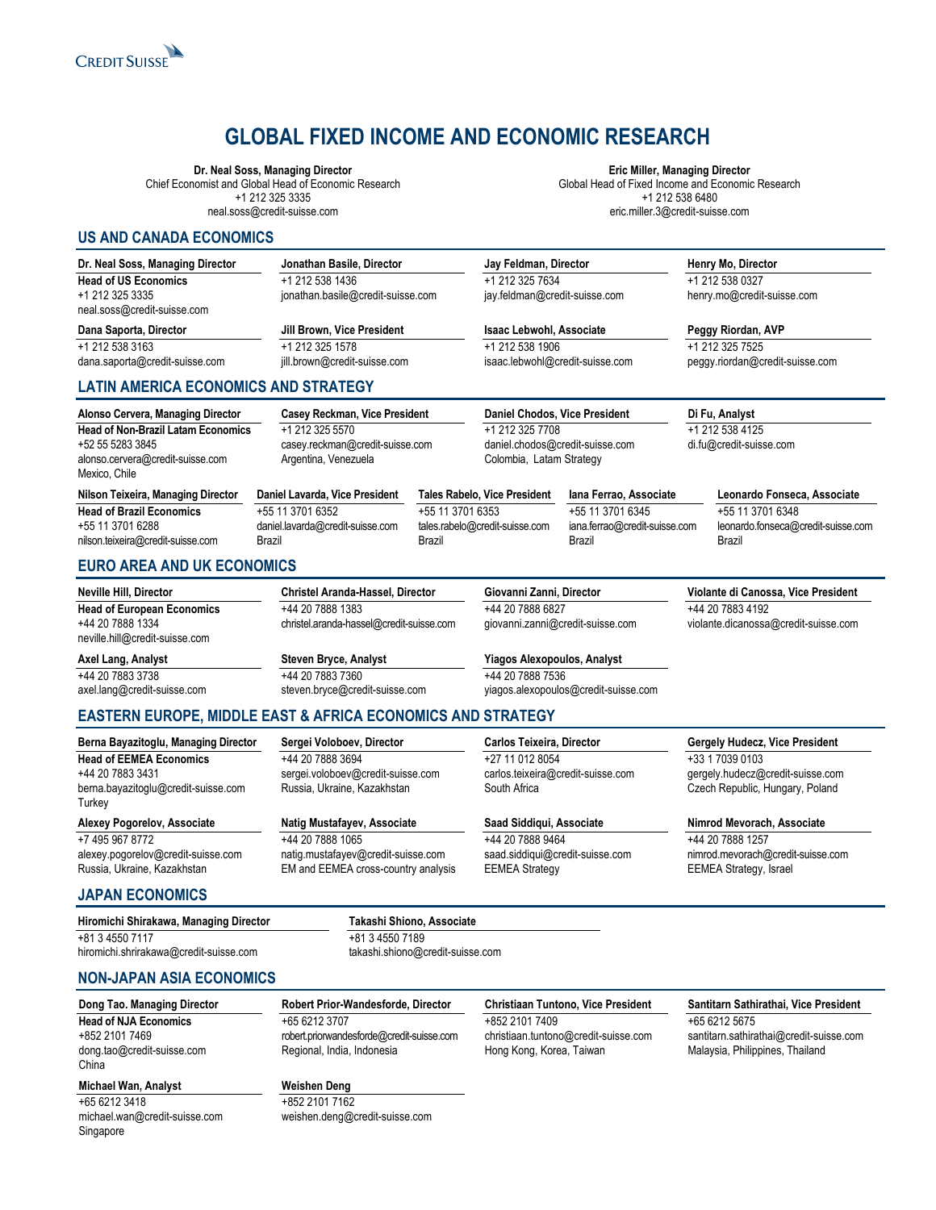CREDIT SUISSE

# GLOBAL FIXED INCOME AND ECONOMIC RESEARCH

**Dr. Neal Soss, Managing Director**
Chief Economist and Global Head of Economic Research
+1 212 325 3335
neal.soss@credit-suisse.com

**Eric Miller, Managing Director**
Global Head of Fixed Income and Economic Research
+1 212 538 6480
eric.miller.3@credit-suisse.com

## US AND CANADA ECONOMICS

**Dr. Neal Soss, Managing Director**
**Head of US Economics**
+1 212 325 3335
neal.soss@credit-suisse.com

**Jonathan Basile, Director**
+1 212 538 1436
jonathan.basile@credit-suisse.com

**Jay Feldman, Director**
+1 212 325 7634
jay.feldman@credit-suisse.com

**Henry Mo, Director**
+1 212 538 0327
henry.mo@credit-suisse.com

**Dana Saporta, Director**
+1 212 538 3163
dana.saporta@credit-suisse.com

**Jill Brown, Vice President**
+1 212 325 1578
jill.brown@credit-suisse.com

**Isaac Lebwohl, Associate**
+1 212 538 1906
isaac.lebwohl@credit-suisse.com

**Peggy Riordan, AVP**
+1 212 325 7525
peggy.riordan@credit-suisse.com

## LATIN AMERICA ECONOMICS AND STRATEGY

**Alonso Cervera, Managing Director**
**Head of Non-Brazil Latam Economics**
+52 55 5283 3845
alonso.cervera@credit-suisse.com
Mexico, Chile

**Casey Reckman, Vice President**
+1 212 325 5570
casey.reckman@credit-suisse.com
Argentina, Venezuela

**Daniel Chodos, Vice President**
+1 212 325 7708
daniel.chodos@credit-suisse.com
Colombia, Latam Strategy

**Di Fu, Analyst**
+1 212 538 4125
di.fu@credit-suisse.com

**Nilson Teixeira, Managing Director**
**Head of Brazil Economics**
+55 11 3701 6288
nilson.teixeira@credit-suisse.com

**Daniel Lavarda, Vice President**
+55 11 3701 6352
daniel.lavarda@credit-suisse.com
Brazil

**Tales Rabelo, Vice President**
+55 11 3701 6353
tales.rabelo@credit-suisse.com
Brazil

**Iana Ferrao, Associate**
+55 11 3701 6345
iana.ferrao@credit-suisse.com
Brazil

**Leonardo Fonseca, Associate**
+55 11 3701 6348
leonardo.fonseca@credit-suisse.com
Brazil

## EURO AREA AND UK ECONOMICS

**Neville Hill, Director**
**Head of European Economics**
+44 20 7888 1334
neville.hill@credit-suisse.com

**Christel Aranda-Hassel, Director**
+44 20 7888 1383
christel.aranda-hassel@credit-suisse.com

**Giovanni Zanni, Director**
+44 20 7888 6827
giovanni.zanni@credit-suisse.com

**Violante di Canossa, Vice President**
+44 20 7883 4192
violante.dicanossa@credit-suisse.com

**Axel Lang, Analyst**
+44 20 7883 3738
axel.lang@credit-suisse.com

**Steven Bryce, Analyst**
+44 20 7883 7360
steven.bryce@credit-suisse.com

**Yiagos Alexopoulos, Analyst**
+44 20 7888 7536
yiagos.alexopoulos@credit-suisse.com

## EASTERN EUROPE, MIDDLE EAST & AFRICA ECONOMICS AND STRATEGY

**Berna Bayazitoglu, Managing Director**
**Head of EEMEA Economics**
+44 20 7883 3431
berna.bayazitoglu@credit-suisse.com
Turkey

**Sergei Voloboev, Director**
+44 20 7888 3694
sergei.voloboev@credit-suisse.com
Russia, Ukraine, Kazakhstan

**Carlos Teixeira, Director**
+27 11 012 8054
carlos.teixeira@credit-suisse.com
South Africa

**Gergely Hudecz, Vice President**
+33 1 7039 0103
gergely.hudecz@credit-suisse.com
Czech Republic, Hungary, Poland

**Alexey Pogorelov, Associate**
+7 495 967 8772
alexey.pogorelov@credit-suisse.com
Russia, Ukraine, Kazakhstan

**Natig Mustafayev, Associate**
+44 20 7888 1065
natig.mustafayev@credit-suisse.com
EM and EEMEA cross-country analysis

**Saad Siddiqui, Associate**
+44 20 7888 9464
saad.siddiqui@credit-suisse.com
EEMEA Strategy

**Nimrod Mevorach, Associate**
+44 20 7888 1257
nimrod.mevorach@credit-suisse.com
EEMEA Strategy, Israel

## JAPAN ECONOMICS

**Hiromichi Shirakawa, Managing Director**
+81 3 4550 7117
hiromichi.shrirakawa@credit-suisse.com

**Takashi Shiono, Associate**
+81 3 4550 7189
takashi.shiono@credit-suisse.com

## NON-JAPAN ASIA ECONOMICS

**Dong Tao. Managing Director**
**Head of NJA Economics**
+852 2101 7469
dong.tao@credit-suisse.com
China

**Robert Prior-Wandesforde, Director**
+65 6212 3707
robert.priorwandesforde@credit-suisse.com
Regional, India, Indonesia

**Christiaan Tuntono, Vice President**
+852 2101 7409
christiaan.tuntono@credit-suisse.com
Hong Kong, Korea, Taiwan

**Santitarn Sathirathai, Vice President**
+65 6212 5675
santitarn.sathirathai@credit-suisse.com
Malaysia, Philippines, Thailand

**Michael Wan, Analyst**
+65 6212 3418
michael.wan@credit-suisse.com
Singapore

**Weishen Deng**
+852 2101 7162
weishen.deng@credit-suisse.com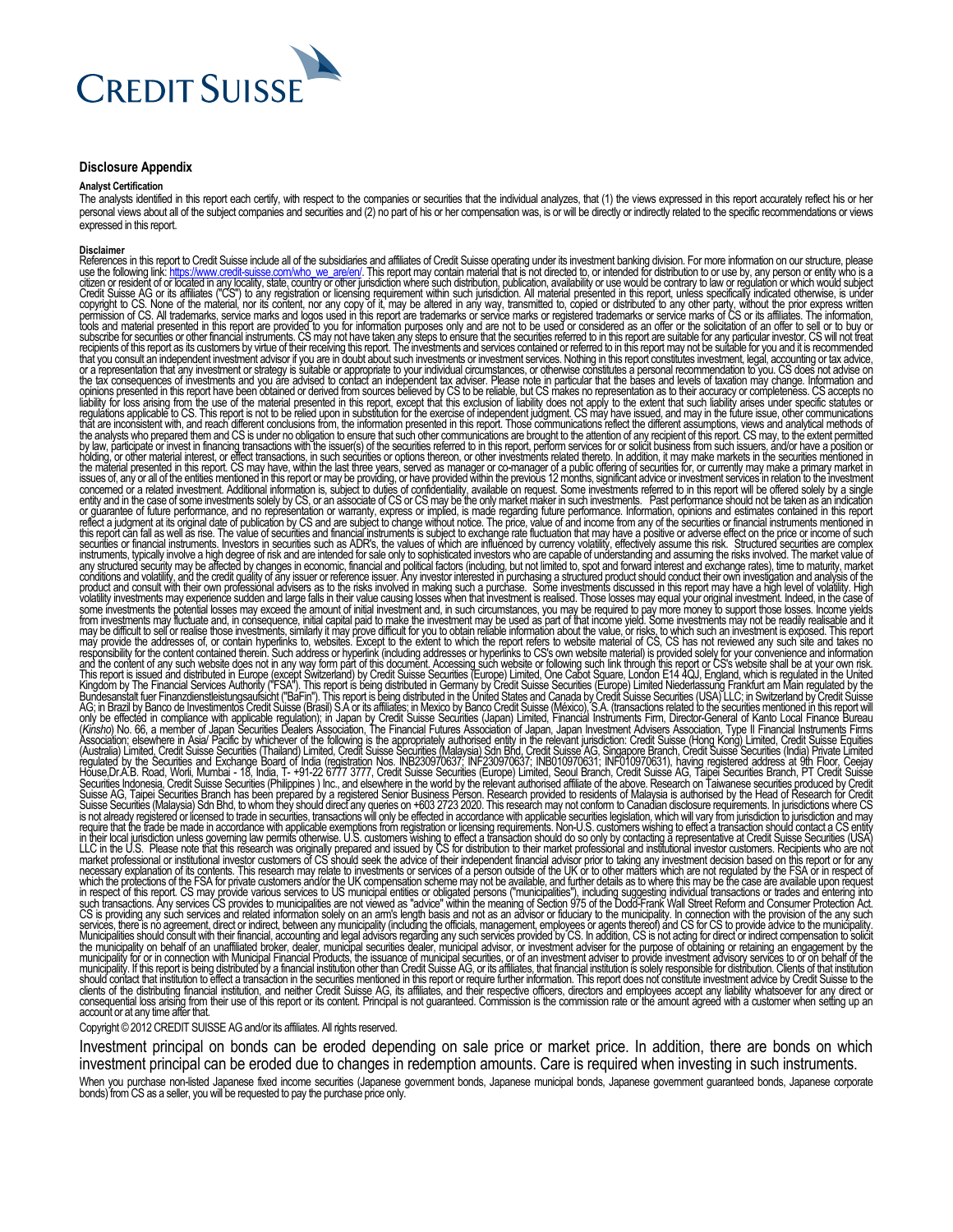## Disclosure Appendix

### Analyst Certification

The analysts identified in this report each certify, with respect to the companies or securities that the individual analyzes, that (1) the views expressed in this report accurately reflect his or her personal views about all of the subject companies and securities and (2) no part of his or her compensation was, is or will be directly or indirectly related to the specific recommendations or views expressed in this report.

### Disclaimer

References in this report to Credit Suisse include all of the subsidiaries and affiliates of Credit Suisse operating under its investment banking division. For more information on our structure, please use the following link: https://www.credit-suisse.com/who_we_are/en/. This report may contain material that is not directed to, or intended for distribution to or use by, any person or entity who is a citizen or resident of or located in any locality, state, country or other jurisdiction where such distribution, publication, availability or use would be contrary to law or regulation or which would subject Credit Suisse AG or its affiliates ("CS") to any registration or licensing requirement within such jurisdiction. All material presented in this report, unless specifically indicated otherwise, is under copyright to CS. None of the material, nor its content, nor any copy of it, may be altered in any way, transmitted to, copied or distributed to any other party, without the prior express written permission of CS. All trademarks, service marks and logos used in this report are trademarks or service marks or registered trademarks or service marks of CS or its affiliates. The information, tools and material presented in this report are provided to you for information purposes only and are not to be used or considered as an offer or the solicitation of an offer to sell or to buy or subscribe for securities or other financial instruments. CS may not have taken any steps to ensure that the securities referred to in this report are suitable for any particular investor. CS will not treat recipients of this report as its customers by virtue of their receiving this report. The investments and services contained or referred to in this report may not be suitable for you and it is recommended that you consult an independent investment advisor if you are in doubt about such investments or investment services. Nothing in this report constitutes investment, legal, accounting or tax advice, or a representation that any investment or strategy is suitable or appropriate to your individual circumstances, or otherwise constitutes a personal recommendation to you. CS does not advise on the tax consequences of investments and you are advised to contact an independent tax adviser. Please note in particular that the bases and levels of taxation may change. Information and opinions presented in this report have been obtained or derived from sources believed by CS to be reliable, but CS makes no representation as to their accuracy or completeness. CS accepts no liability for loss arising from the use of the material presented in this report, except that this exclusion of liability does not apply to the extent that such liability arises under specific statutes or regulations applicable to CS. This report is not to be relied upon in substitution for the exercise of independent judgment. CS may have issued, and may in the future issue, other communications that are inconsistent with, and reach different conclusions from, the information presented in this report. Those communications reflect the different assumptions, views and analytical methods of the analysts who prepared them and CS is under no obligation to ensure that such other communications are brought to the attention of any recipient of this report. CS may, to the extent permitted by law, participate or invest in financing transactions with the issuer(s) of the securities referred to in this report, perform services for or solicit business from such issuers, and/or have a position or holding, or other material interest, or effect transactions, in such securities or options thereon, or other investments related thereto. In addition, it may make markets in the securities mentioned in the material presented in this report. CS may have, within the last three years, served as manager or co-manager of a public offering of securities for, or currently may make a primary market in issues of, any or all of the entities mentioned in this report or may be providing, or have provided within the previous 12 months, significant advice or investment services in relation to the investment concerned or a related investment. Additional information is, subject to duties of confidentiality, available on request. Some investments referred to in this report will be offered solely by a single entity and in the case of some investments solely by CS, or an associate of CS or CS may be the only market maker in such investments. Past performance should not be taken as an indication or guarantee of future performance, and no representation or warranty, express or implied, is made regarding future performance. Information, opinions and estimates contained in this report reflect a judgment at its original date of publication by CS and are subject to change without notice. The price, value of and income from any of the securities or financial instruments mentioned in this report can fall as well as rise. The value of securities and financial instruments is subject to exchange rate fluctuation that may have a positive or adverse effect on the price or income of such securities or financial instruments. Investors in securities such as ADR's, the values of which are influenced by currency volatility, effectively assume this risk. Structured securities are complex instruments, typically involve a high degree of risk and are intended for sale only to sophisticated investors who are capable of understanding and assuming the risks involved. The market value of any structured security may be affected by changes in economic, financial and political factors (including, but not limited to, spot and forward interest and exchange rates), time to maturity, market conditions and volatility, and the credit quality of any issuer or reference issuer. Any investor interested in purchasing a structured product should conduct their own investigation and analysis of the product and consult with their own professional advisers as to the risks involved in making such a purchase. Some investments discussed in this report may have a high level of volatility. High volatility investments may experience sudden and large falls in their value causing losses when that investment is realised. Those losses may equal your original investment. Indeed, in the case of some investments the potential losses may exceed the amount of initial investment and, in such circumstances, you may be required to pay more money to support those losses. Income yields from investments may fluctuate and, in consequence, initial capital paid to make the investment may be used as part of that income yield. Some investments may not be readily realisable and it may be difficult to sell or realise those investments, similarly it may prove difficult for you to obtain reliable information about the value, or risks, to which such an investment is exposed. This report may provide the addresses of, or contain hyperlinks to, websites. Except to the extent to which the report refers to website material of CS, CS has not reviewed any such site and takes no responsibility for the content contained therein. Such address or hyperlink (including addresses or hyperlinks to CS's own website material) is provided solely for your convenience and information and the content of any such website does not in any way form part of this document. Accessing such website or following such link through this report or CS's website shall be at your own risk. This report is issued and distributed in Europe (except Switzerland) by Credit Suisse Securities (Europe) Limited, One Cabot Square, London E14 4QJ, England, which is regulated in the United Kingdom by The Financial Services Authority ("FSA"). This report is being distributed in Germany by Credit Suisse Securities (Europe) Limited Niederlassung Frankfurt am Main regulated by the Bundesanstalt fuer Finanzdienstleistungsaufsicht ("BaFin"). This report is being distributed in the United States and Canada by Credit Suisse Securities (USA) LLC; in Switzerland by Credit Suisse AG; in Brazil by Banco de Investimentos Credit Suisse (Brasil) S.A or its affiliates; in Mexico by Banco Credit Suisse (México), S.A. (transactions related to the securities mentioned in this report will only be effected in compliance with applicable regulation); in Japan by Credit Suisse Securities (Japan) Limited, Financial Instruments Firm, Director-General of Kanto Local Finance Bureau (*Kinsho*) No. 66, a member of Japan Securities Dealers Association, The Financial Futures Association of Japan, Japan Investment Advisers Association, Type II Financial Instruments Firms Association; elsewhere in Asia/ Pacific by whichever of the following is the appropriately authorised entity in the relevant jurisdiction: Credit Suisse (Hong Kong) Limited, Credit Suisse Equities (Australia) Limited, Credit Suisse Securities (Thailand) Limited, Credit Suisse Securities (Malaysia) Sdn Bhd, Credit Suisse AG, Singapore Branch, Credit Suisse Securities (India) Private Limited regulated by the Securities and Exchange Board of India (registration Nos. INB230970637; INF230970637; INB010970631; INF010970631), having registered address at 9th Floor, Ceejay House,Dr.A.B. Road, Worli, Mumbai - 18, India, T- +91-22 6777 3777, Credit Suisse Securities (Europe) Limited, Seoul Branch, Credit Suisse AG, Taipei Securities Branch, PT Credit Suisse Securities Indonesia, Credit Suisse Securities (Philippines ) Inc., and elsewhere in the world by the relevant authorised affiliate of the above. Research on Taiwanese securities produced by Credit Suisse AG, Taipei Securities Branch has been prepared by a registered Senior Business Person. Research provided to residents of Malaysia is authorised by the Head of Research for Credit Suisse Securities (Malaysia) Sdn Bhd, to whom they should direct any queries on +603 2723 2020. This research may not conform to Canadian disclosure requirements. In jurisdictions where CS is not already registered or licensed to trade in securities, transactions will only be effected in accordance with applicable securities legislation, which will vary from jurisdiction to jurisdiction and may require that the trade be made in accordance with applicable exemptions from registration or licensing requirements. Non-U.S. customers wishing to effect a transaction should contact a CS entity in their local jurisdiction unless governing law permits otherwise. U.S. customers wishing to effect a transaction should do so only by contacting a representative at Credit Suisse Securities (USA) LLC in the U.S. Please note that this research was originally prepared and issued by CS for distribution to their market professional and institutional investor customers. Recipients who are not market professional or institutional investor customers of CS should seek the advice of their independent financial advisor prior to taking any investment decision based on this report or for any necessary explanation of its contents. This research may relate to investments or services of a person outside of the UK or to other matters which are not regulated by the FSA or in respect of which the protections of the FSA for private customers and/or the UK compensation scheme may not be available, and further details as to where this may be the case are available upon request in respect of this report. CS may provide various services to US municipal entities or obligated persons ("municipalities"), including suggesting individual transactions or trades and entering into such transactions. Any services CS provides to municipalities are not viewed as "advice" within the meaning of Section 975 of the Dodd-Frank Wall Street Reform and Consumer Protection Act. CS is providing any such services and related information solely on an arm's length basis and not as an advisor or fiduciary to the municipality. In connection with the provision of the any such services, there is no agreement, direct or indirect, between any municipality (including the officials, management, employees or agents thereof) and CS for CS to provide advice to the municipality. Municipalities should consult with their financial, accounting and legal advisors regarding any such services provided by CS. In addition, CS is not acting for direct or indirect compensation to solicit the municipality on behalf of an unaffiliated broker, dealer, municipal securities dealer, municipal advisor, or investment adviser for the purpose of obtaining or retaining an engagement by the municipality for or in connection with Municipal Financial Products, the issuance of municipal securities, or of an investment adviser to provide investment advisory services to or on behalf of the municipality. If this report is being distributed by a financial institution other than Credit Suisse AG, or its affiliates, that financial institution is solely responsible for distribution. Clients of that institution should contact that institution to effect a transaction in the securities mentioned in this report or require further information. This report does not constitute investment advice by Credit Suisse to the clients of the distributing financial institution, and neither Credit Suisse AG, its affiliates, and their respective officers, directors and employees accept any liability whatsoever for any direct or consequential loss arising from their use of this report or its content. Principal is not guaranteed. Commission is the commission rate or the amount agreed with a customer when setting up an account or at any time after that.

Copyright © 2012 CREDIT SUISSE AG and/or its affiliates. All rights reserved.

Investment principal on bonds can be eroded depending on sale price or market price. In addition, there are bonds on which investment principal can be eroded due to changes in redemption amounts. Care is required when investing in such instruments.

When you purchase non-listed Japanese fixed income securities (Japanese government bonds, Japanese municipal bonds, Japanese government guaranteed bonds, Japanese corporate bonds) from CS as a seller, you will be requested to pay the purchase price only.